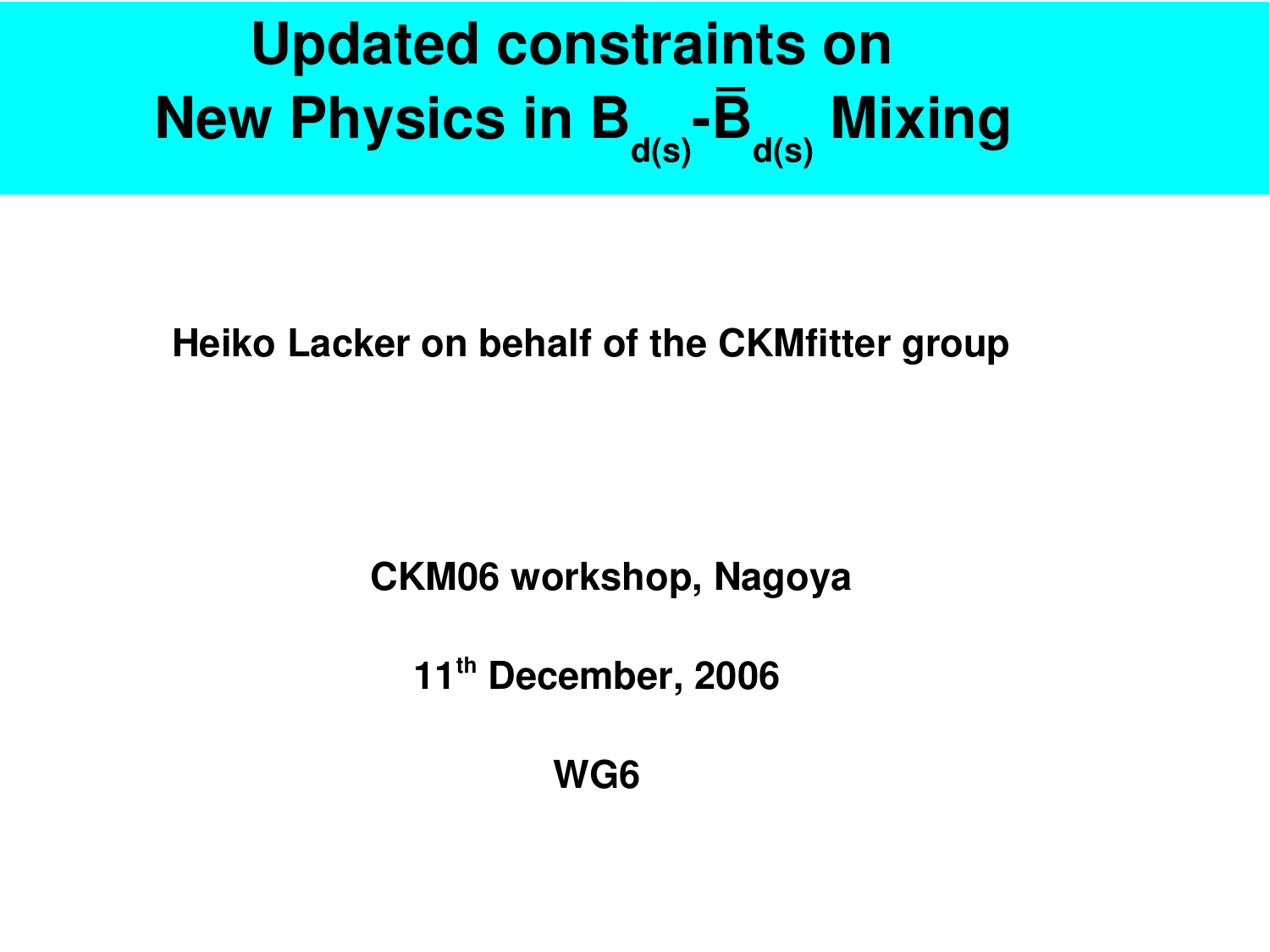# Updated constraints on New Physics in $B_{d(s)}$-$\bar{B}_{d(s)}$ Mixing

**Heiko Lacker on behalf of the CKMfitter group**

**CKM06 workshop, Nagoya**

**11th December, 2006**

**WG6**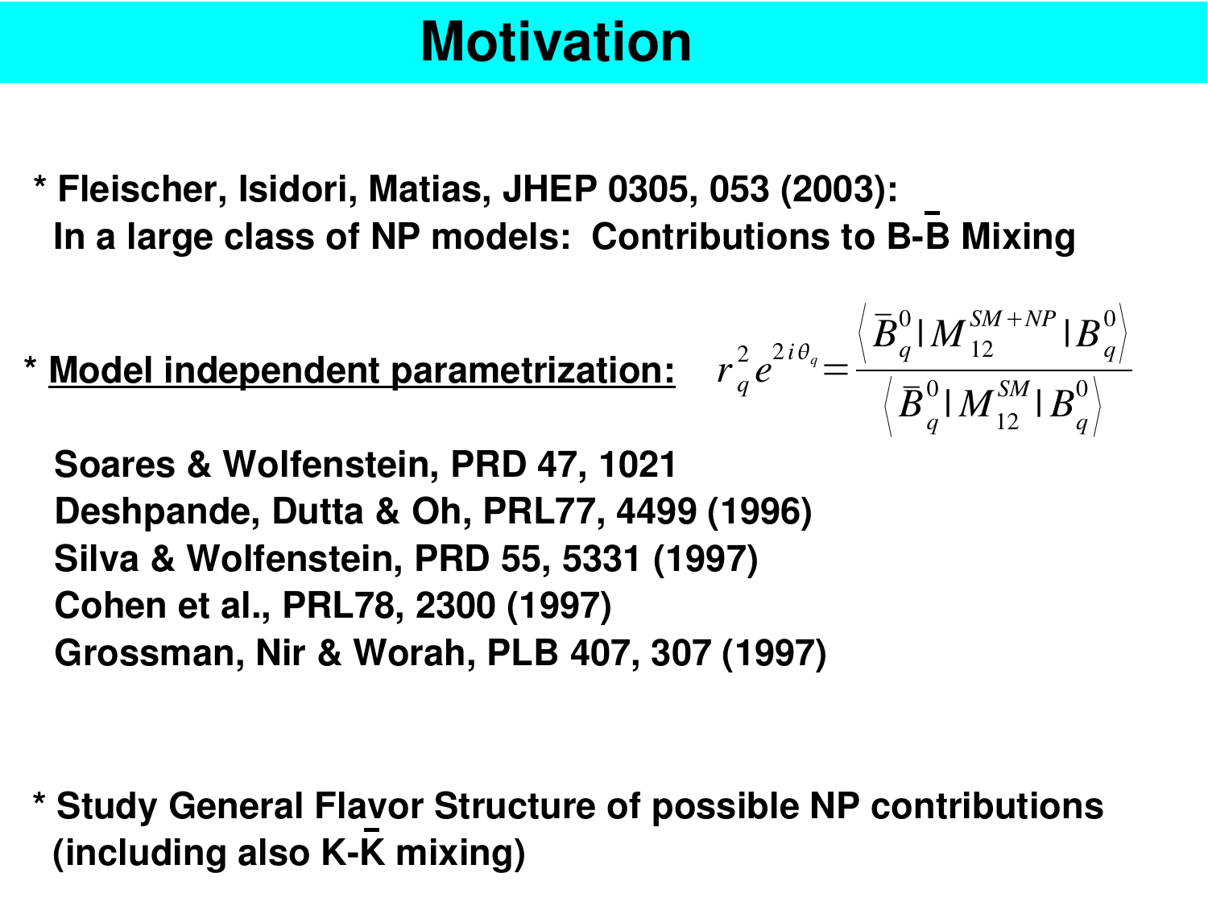# Motivation

* **Fleischer, Isidori, Matias, JHEP 0305, 053 (2003):**
  **In a large class of NP models: Contributions to B-$\bar{\text{B}}$ Mixing**

* **<u>Model independent parametrization:</u>**

$$r_q^2 e^{2i\theta_q} = \frac{\left\langle \bar{B}_q^0 | M_{12}^{SM+NP} | B_q^0 \right\rangle}{\left\langle \bar{B}_q^0 | M_{12}^{SM} | B_q^0 \right\rangle}$$

**Soares & Wolfenstein, PRD 47, 1021**
**Deshpande, Dutta & Oh, PRL77, 4499 (1996)**
**Silva & Wolfenstein, PRD 55, 5331 (1997)**
**Cohen et al., PRL78, 2300 (1997)**
**Grossman, Nir & Worah, PLB 407, 307 (1997)**

* **Study General Flavor Structure of possible NP contributions**
  **(including also K-$\bar{\text{K}}$ mixing)**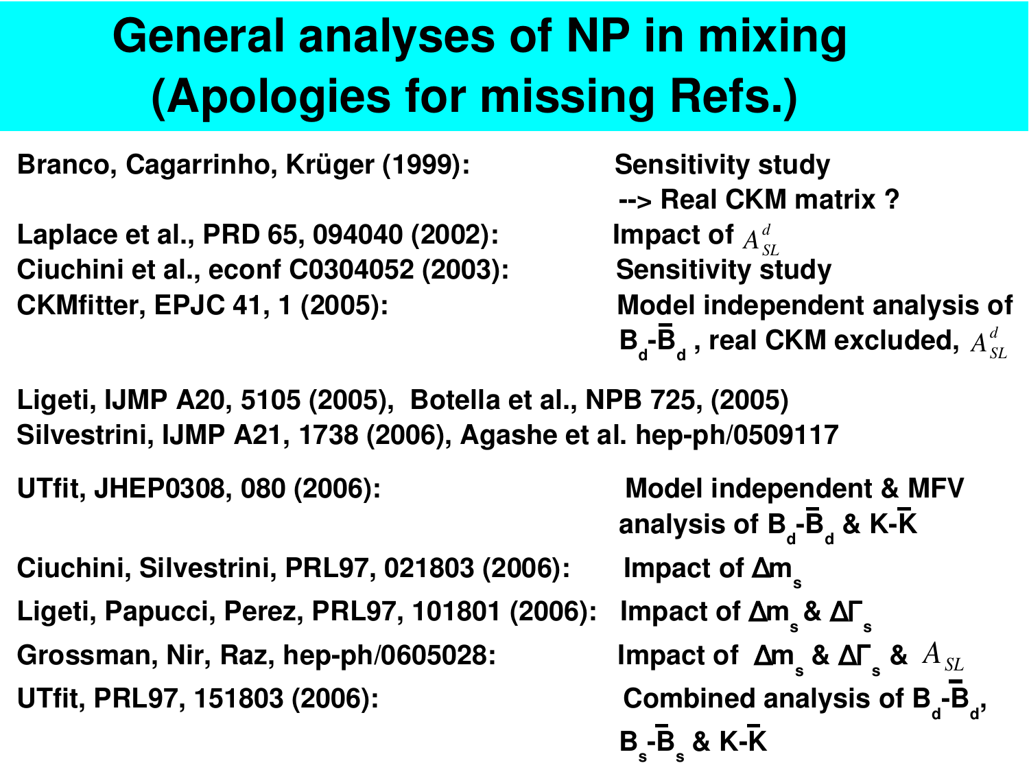# General analyses of NP in mixing (Apologies for missing Refs.)

**Branco, Cagarrinho, Krüger (1999):** Sensitivity study --> Real CKM matrix ?

**Laplace et al., PRD 65, 094040 (2002):** Impact of $A_{SL}^{d}$

**Ciuchini et al., econf C0304052 (2003):** Sensitivity study

**CKMfitter, EPJC 41, 1 (2005):** Model independent analysis of $B_d$-$\bar{B}_d$ , real CKM excluded, $A_{SL}^{d}$

**Ligeti, IJMP A20, 5105 (2005), Botella et al., NPB 725, (2005)**
**Silvestrini, IJMP A21, 1738 (2006), Agashe et al. hep-ph/0509117**

**UTfit, JHEP0308, 080 (2006):** Model independent & MFV analysis of $B_d$-$\bar{B}_d$ & K-$\bar{K}$

**Ciuchini, Silvestrini, PRL97, 021803 (2006):** Impact of $\Delta m_s$

**Ligeti, Papucci, Perez, PRL97, 101801 (2006):** Impact of $\Delta m_s$ & $\Delta\Gamma_s$

**Grossman, Nir, Raz, hep-ph/0605028:** Impact of $\Delta m_s$ & $\Delta\Gamma_s$ & $A_{SL}$

**UTfit, PRL97, 151803 (2006):** Combined analysis of $B_d$-$\bar{B}_d$, $B_s$-$\bar{B}_s$ & K-$\bar{K}$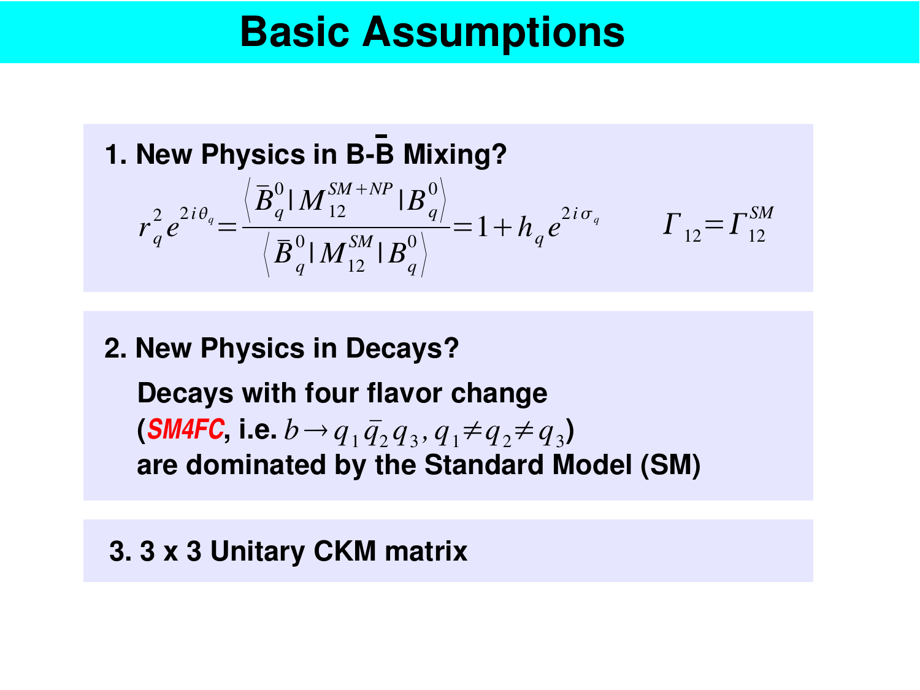# Basic Assumptions

**1. New Physics in B-$\bar{\text{B}}$ Mixing?**

$$r_q^2 e^{2i\theta_q} = \frac{\left\langle \bar{B}_q^0 | M_{12}^{SM+NP} | B_q^0 \right\rangle}{\left\langle \bar{B}_q^0 | M_{12}^{SM} | B_q^0 \right\rangle} = 1 + h_q e^{2i\sigma_q} \qquad \Gamma_{12} = \Gamma_{12}^{SM}$$

**2. New Physics in Decays?**

**Decays with four flavor change (*SM4FC*, i.e. $b \to q_1 \bar{q}_2 q_3,\, q_1 \neq q_2 \neq q_3$) are dominated by the Standard Model (SM)**

**3. 3 x 3 Unitary CKM matrix**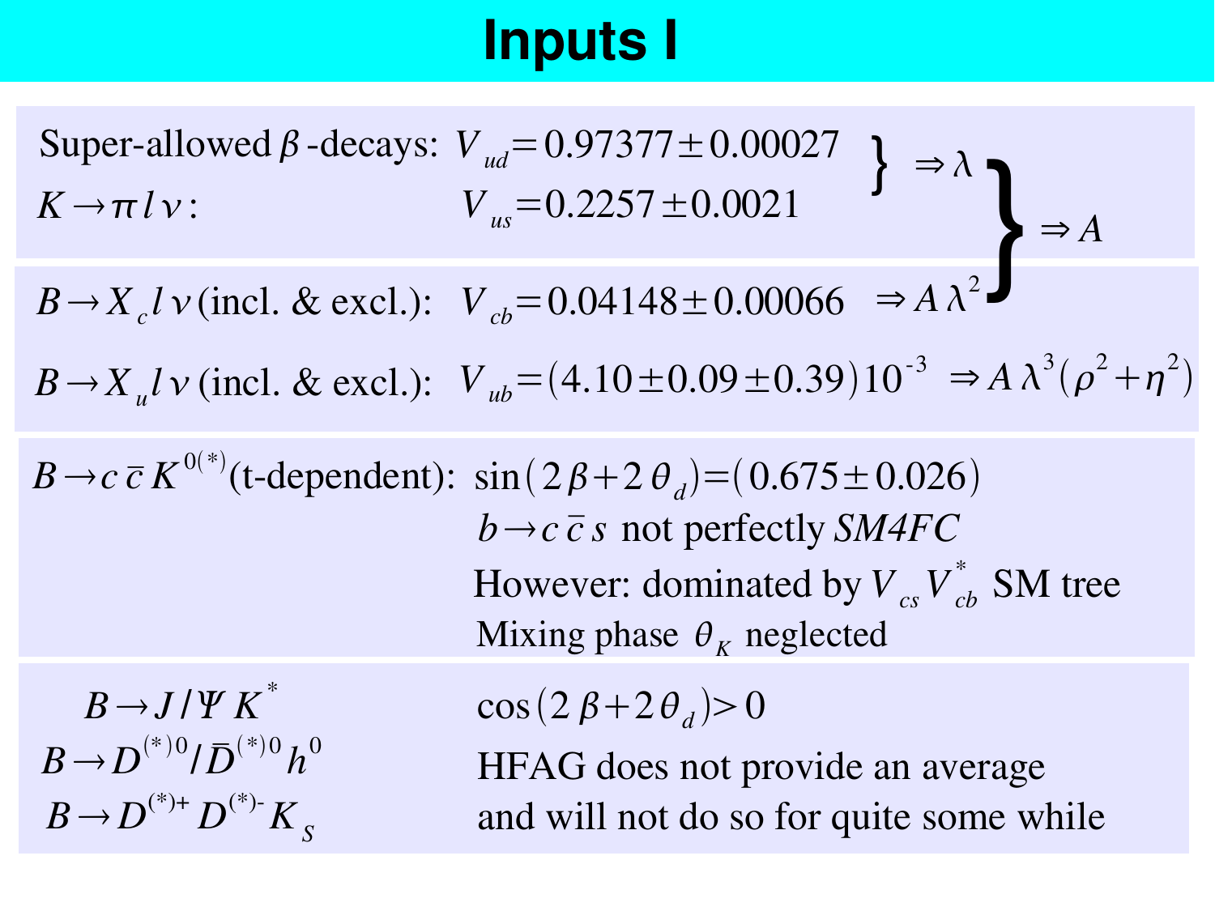# Inputs I

Super-allowed $\beta$-decays: $V_{ud} = 0.97377 \pm 0.00027$ $\}\Rightarrow \lambda$

$K \rightarrow \pi l \nu$: $V_{us} = 0.2257 \pm 0.0021$

$\} \Rightarrow A$

$B \rightarrow X_c l \nu$ (incl. & excl.): $V_{cb} = 0.04148 \pm 0.00066$ $\Rightarrow A\lambda^2$

$B \rightarrow X_u l \nu$ (incl. & excl.): $V_{ub} = (4.10 \pm 0.09 \pm 0.39) 10^{-3}$ $\Rightarrow A\lambda^3(\rho^2 + \eta^2)$

$B \rightarrow c\bar{c}K^{0(*)}$ (t-dependent): $\sin(2\beta + 2\theta_d) = (0.675 \pm 0.026)$

$b \rightarrow c\bar{c}s$ not perfectly *SM4FC*

However: dominated by $V_{cs}V^*_{cb}$ SM tree

Mixing phase $\theta_K$ neglected

$B \rightarrow J/\Psi K^*$

$B \rightarrow D^{(*)0}/\bar{D}^{(*)0} h^0$

$B \rightarrow D^{(*)+} D^{(*)-} K_S$

$\cos(2\beta + 2\theta_d) > 0$

HFAG does not provide an average and will not do so for quite some while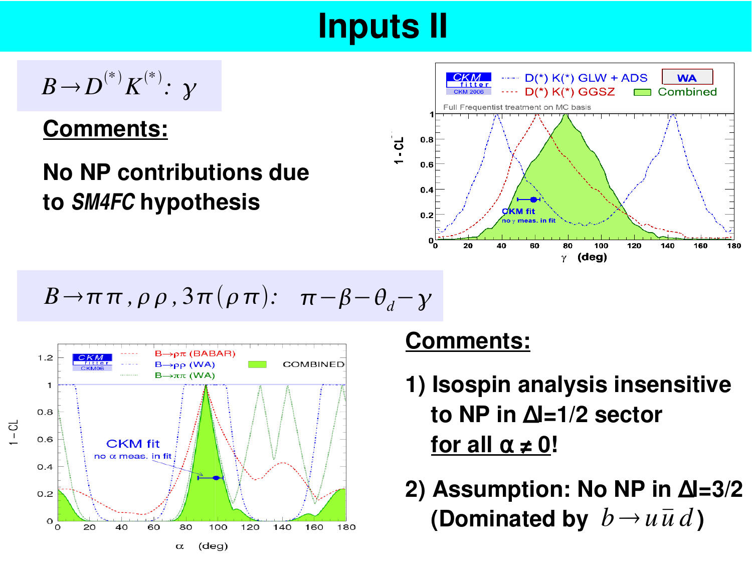# Inputs II

$B \to D^{(*)} K^{(*)}:\ \gamma$

**Comments:**

**No NP contributions due to *SM4FC* hypothesis**

$B \to \pi\pi, \rho\rho, 3\pi(\rho\pi):\quad \pi - \beta - \theta_d - \gamma$

**Comments:**

**1) Isospin analysis insensitive to NP in ΔI=1/2 sector for all α ≠ 0!**

**2) Assumption: No NP in ΔI=3/2 (Dominated by $b \to u\bar{u}d$)**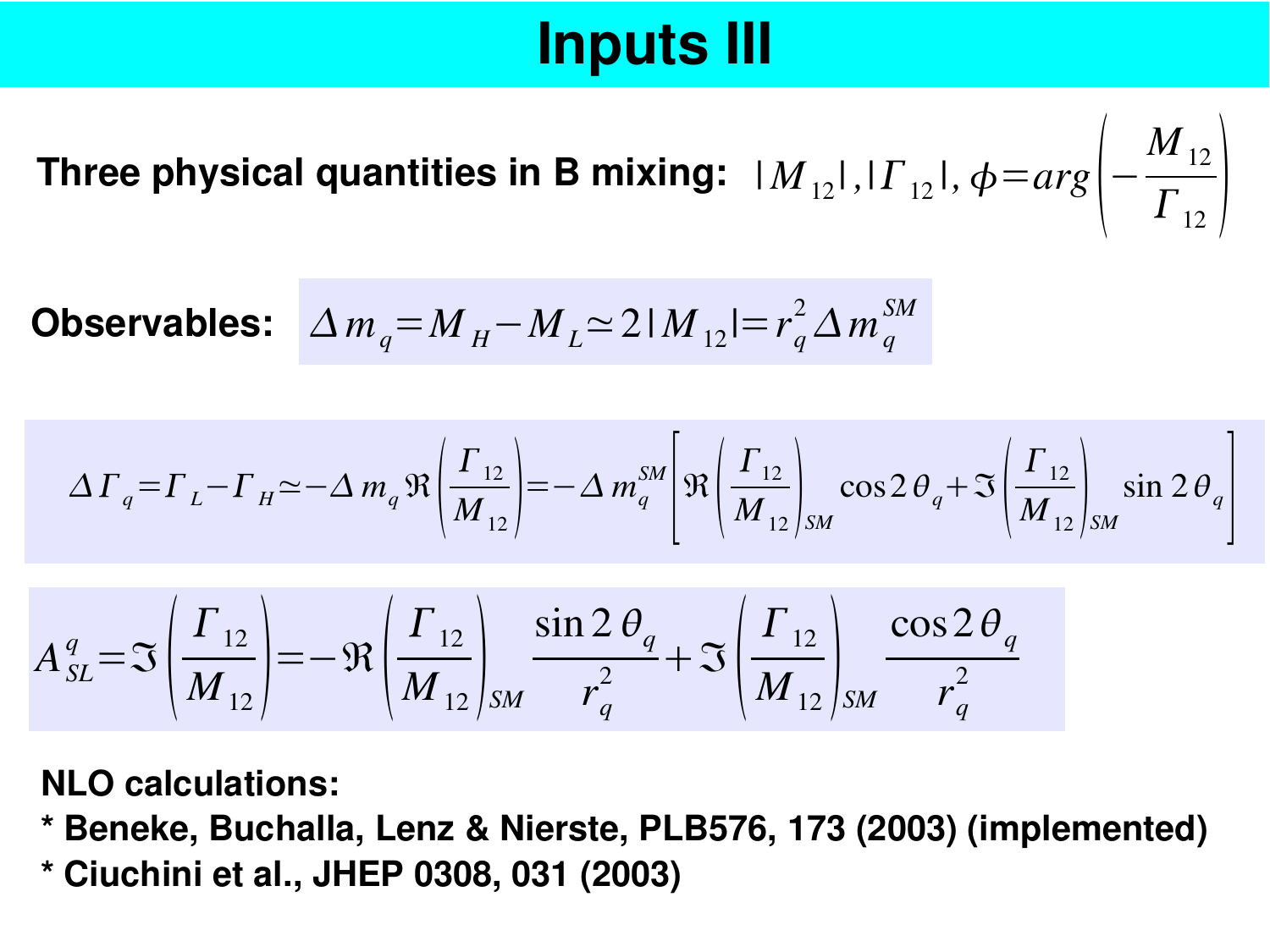# Inputs III

**Three physical quantities in B mixing:** $|M_{12}|, |\Gamma_{12}|, \phi = arg\left(-\frac{M_{12}}{\Gamma_{12}}\right)$

**Observables:** $\Delta m_q = M_H - M_L \simeq 2|M_{12}| = r_q^2 \Delta m_q^{SM}$

$$\Delta\Gamma_q = \Gamma_L - \Gamma_H \simeq -\Delta m_q \Re\left(\frac{\Gamma_{12}}{M_{12}}\right) = -\Delta m_q^{SM}\left[\Re\left(\frac{\Gamma_{12}}{M_{12}}\right)_{SM}\cos 2\theta_q + \Im\left(\frac{\Gamma_{12}}{M_{12}}\right)_{SM}\sin 2\theta_q\right]$$

$$A_{SL}^q = \Im\left(\frac{\Gamma_{12}}{M_{12}}\right) = -\Re\left(\frac{\Gamma_{12}}{M_{12}}\right)_{SM}\frac{\sin 2\theta_q}{r_q^2} + \Im\left(\frac{\Gamma_{12}}{M_{12}}\right)_{SM}\frac{\cos 2\theta_q}{r_q^2}$$

**NLO calculations:**

- **Beneke, Buchalla, Lenz & Nierste, PLB576, 173 (2003) (implemented)**
- **Ciuchini et al., JHEP 0308, 031 (2003)**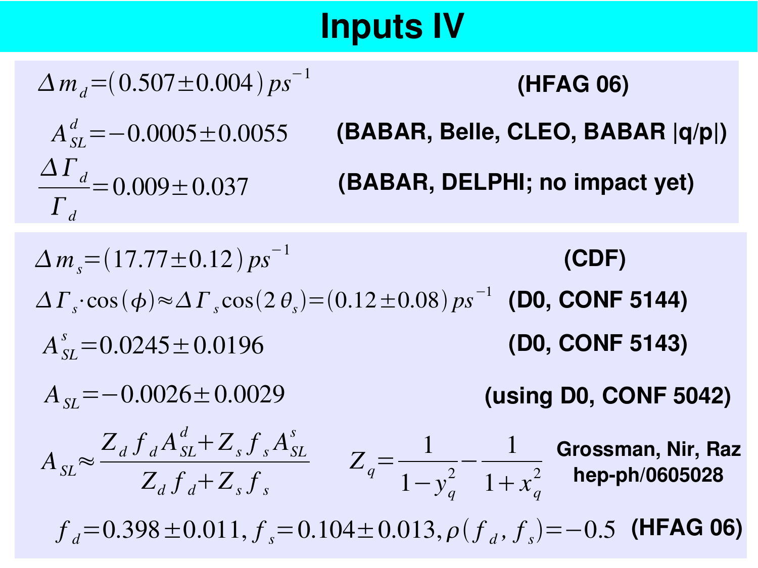# Inputs IV

$$\Delta m_d = (0.507 \pm 0.004)\, ps^{-1}$$ **(HFAG 06)**

$$A_{SL}^{d} = -0.0005 \pm 0.0055$$ **(BABAR, Belle, CLEO, BABAR |q/p|)**

$$\frac{\Delta \Gamma_d}{\Gamma_d} = 0.009 \pm 0.037$$ **(BABAR, DELPHI; no impact yet)**

---

$$\Delta m_s = (17.77 \pm 0.12)\, ps^{-1}$$ **(CDF)**

$$\Delta \Gamma_s \cdot \cos(\phi) \approx \Delta \Gamma_s \cos(2\theta_s) = (0.12 \pm 0.08)\, ps^{-1}$$ **(D0, CONF 5144)**

$$A_{SL}^{s} = 0.0245 \pm 0.0196$$ **(D0, CONF 5143)**

$$A_{SL} = -0.0026 \pm 0.0029$$ **(using D0, CONF 5042)**

$$A_{SL} \approx \frac{Z_d f_d A_{SL}^{d} + Z_s f_s A_{SL}^{s}}{Z_d f_d + Z_s f_s} \qquad Z_q = \frac{1}{1 - y_q^2} - \frac{1}{1 + x_q^2}$$ **Grossman, Nir, Raz hep-ph/0605028**

$$f_d = 0.398 \pm 0.011,\ f_s = 0.104 \pm 0.013,\ \rho(f_d, f_s) = -0.5$$ **(HFAG 06)**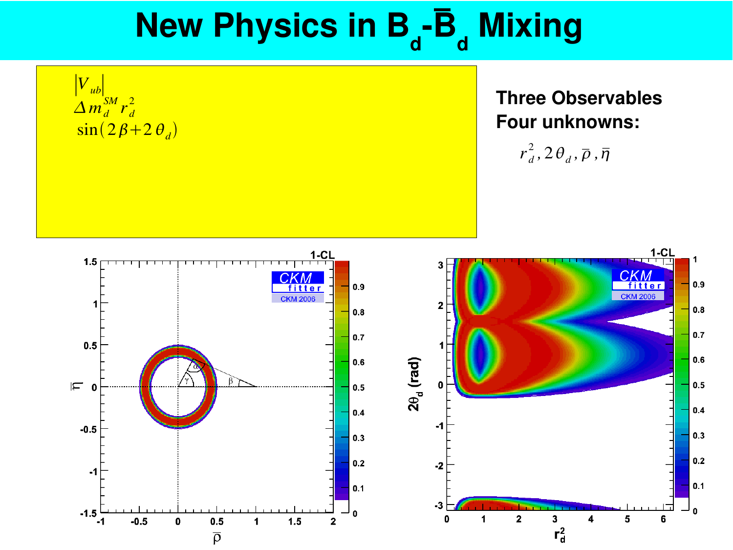# New Physics in $B_d$-$\bar{B}_d$ Mixing

$|V_{ub}|$
$\Delta m_d^{SM} r_d^2$
$\sin(2\beta + 2\theta_d)$

**Three Observables**
**Four unknowns:**

$r_d^2, 2\theta_d, \bar{\rho}, \bar{\eta}$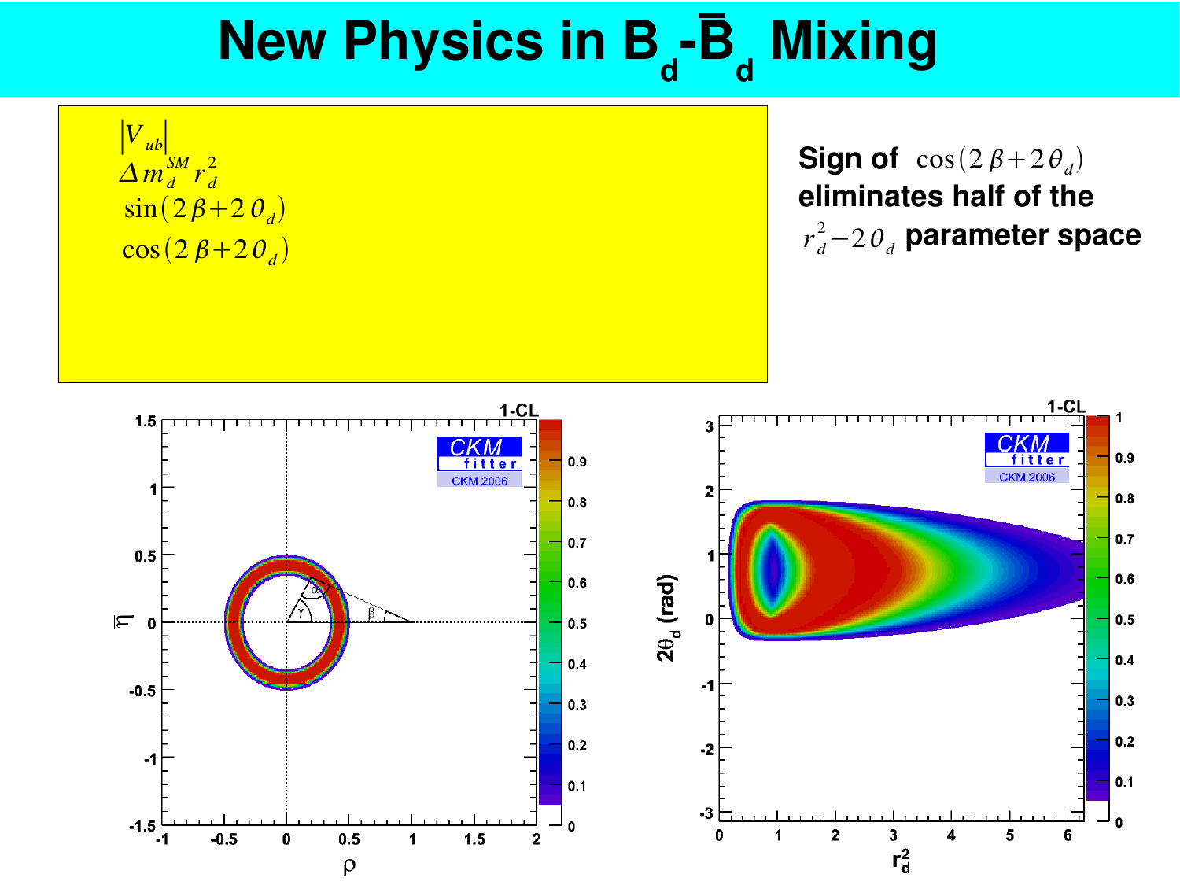# New Physics in $B_d$-$\bar{B}_d$ Mixing

$|V_{ub}|$

$\Delta m_d^{SM} r_d^2$

$\sin(2\beta + 2\theta_d)$

$\cos(2\beta + 2\theta_d)$

**Sign of** $\cos(2\beta + 2\theta_d)$ **eliminates half of the** $r_d^2 - 2\theta_d$ **parameter space**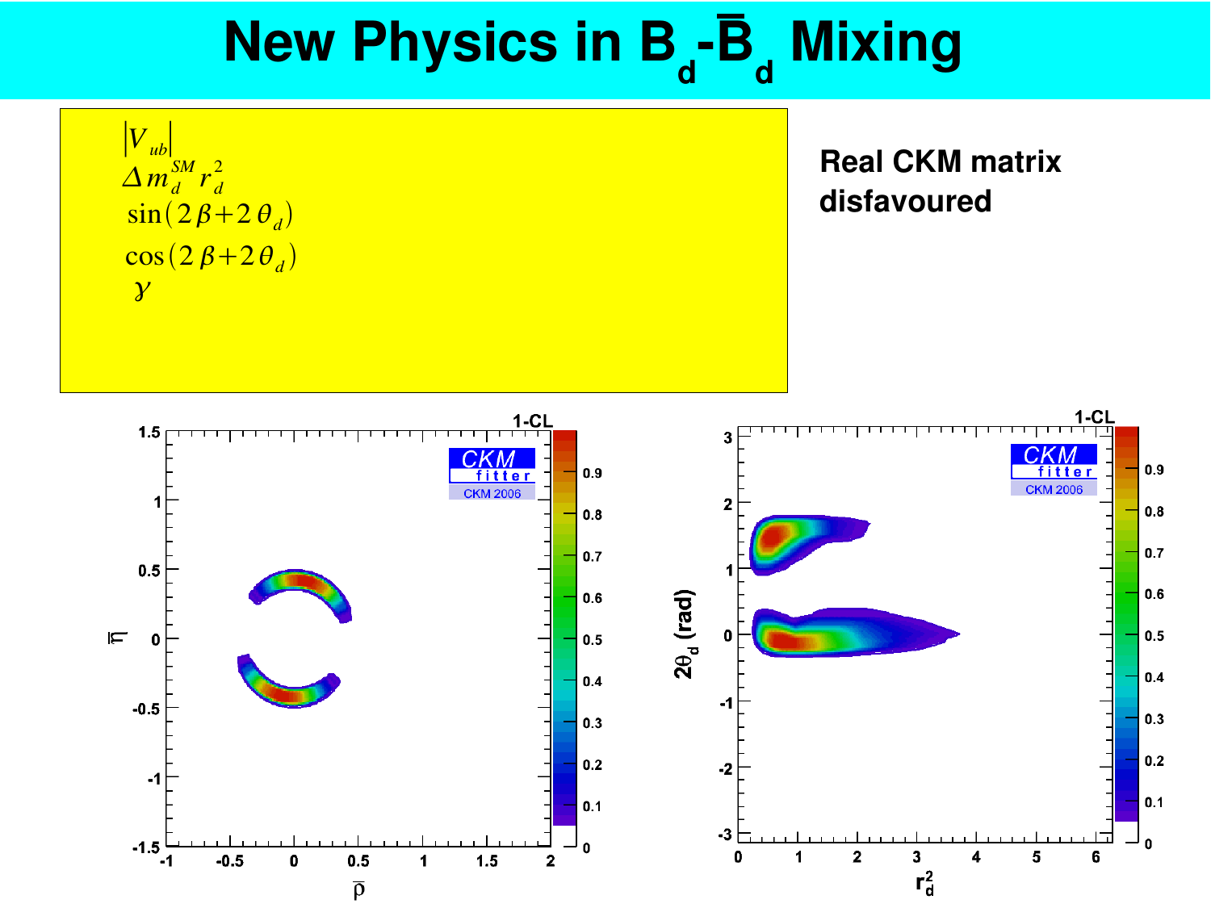# New Physics in $B_d$-$\bar{B}_d$ Mixing

$|V_{ub}|$

$\Delta m_d^{SM} r_d^2$

$\sin(2\beta+2\theta_d)$

$\cos(2\beta+2\theta_d)$

$\gamma$

**Real CKM matrix disfavoured**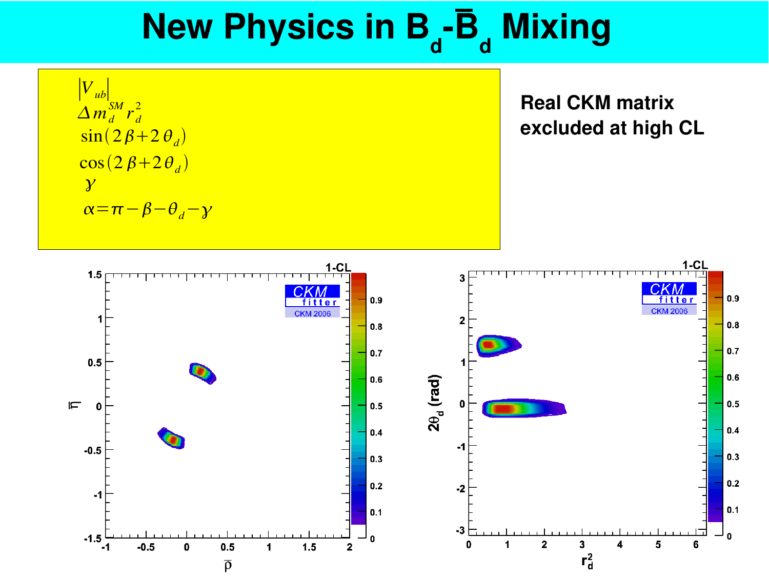# New Physics in $B_d$-$\bar{B}_d$ Mixing

$|V_{ub}|$

$\Delta m_d^{SM} r_d^2$

$\sin(2\beta + 2\theta_d)$

$\cos(2\beta + 2\theta_d)$

$\gamma$

$\alpha = \pi - \beta - \theta_d - \gamma$

**Real CKM matrix excluded at high CL**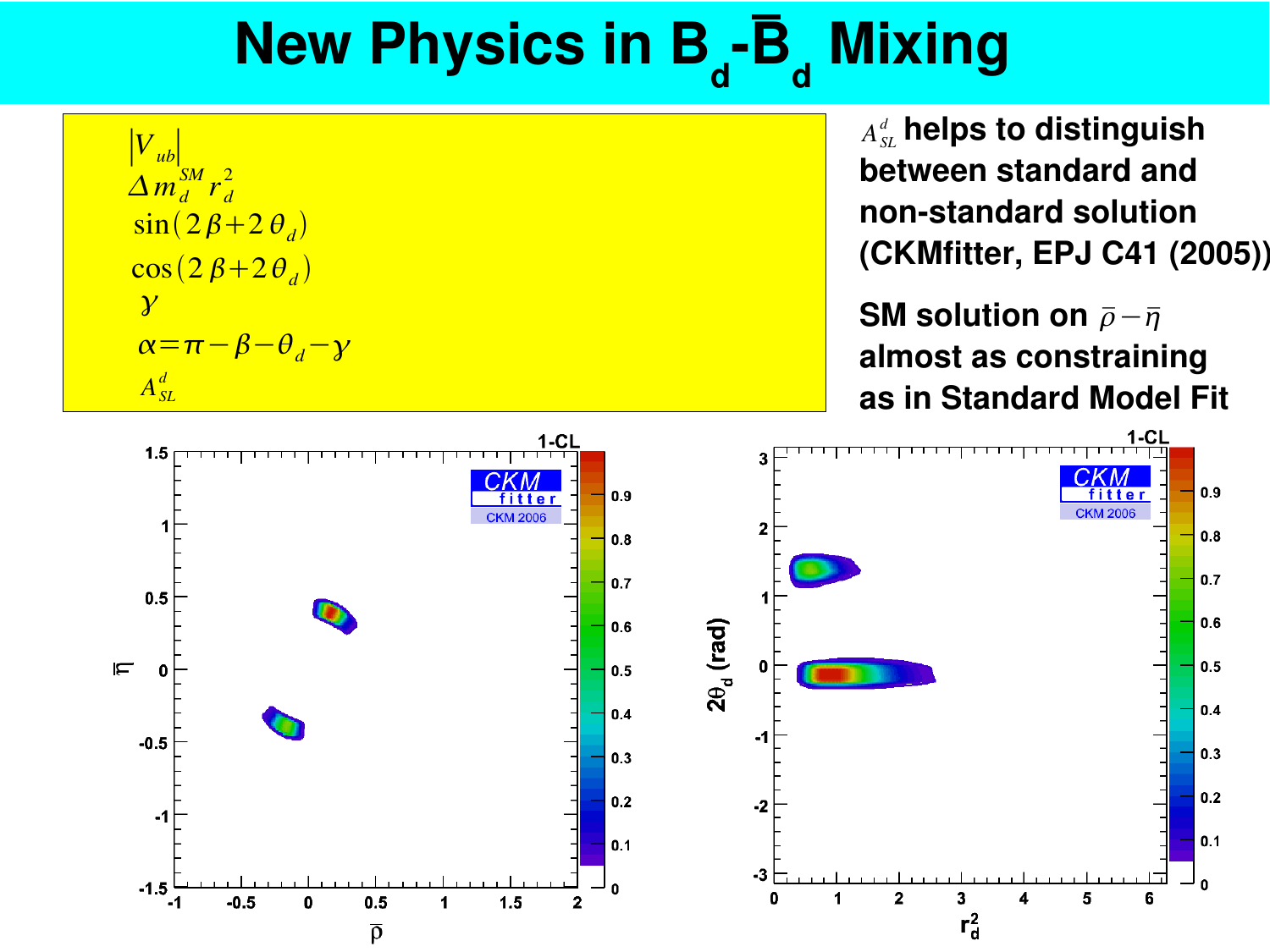# New Physics in $B_d$-$\bar{B}_d$ Mixing

$|V_{ub}|$
$\Delta m_d^{SM} r_d^2$
$\sin(2\beta+2\theta_d)$
$\cos(2\beta+2\theta_d)$
$\gamma$
$\alpha=\pi-\beta-\theta_d-\gamma$
$A_{SL}^d$

**$A_{SL}^d$ helps to distinguish between standard and non-standard solution (CKMfitter, EPJ C41 (2005))**

**SM solution on $\bar{\rho}-\bar{\eta}$ almost as constraining as in Standard Model Fit**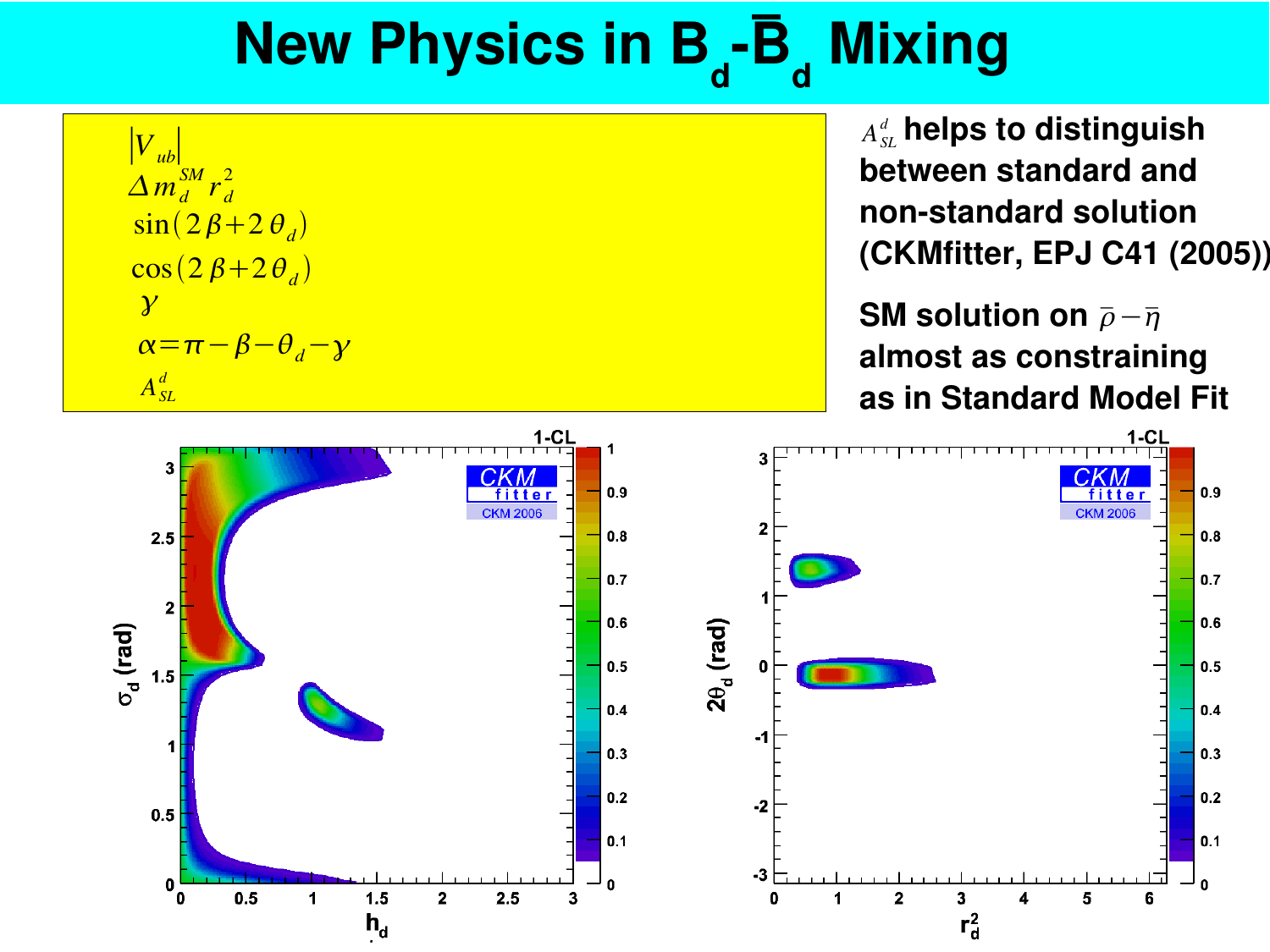# New Physics in $B_d$-$\bar{B}_d$ Mixing

$|V_{ub}|$

$\Delta m_d^{SM} r_d^2$

$\sin(2\beta + 2\theta_d)$

$\cos(2\beta + 2\theta_d)$

$\gamma$

$\alpha = \pi - \beta - \theta_d - \gamma$

$A_{SL}^d$

**$A_{SL}^d$ helps to distinguish between standard and non-standard solution (CKMfitter, EPJ C41 (2005))**

**SM solution on $\bar{\rho} - \bar{\eta}$ almost as constraining as in Standard Model Fit**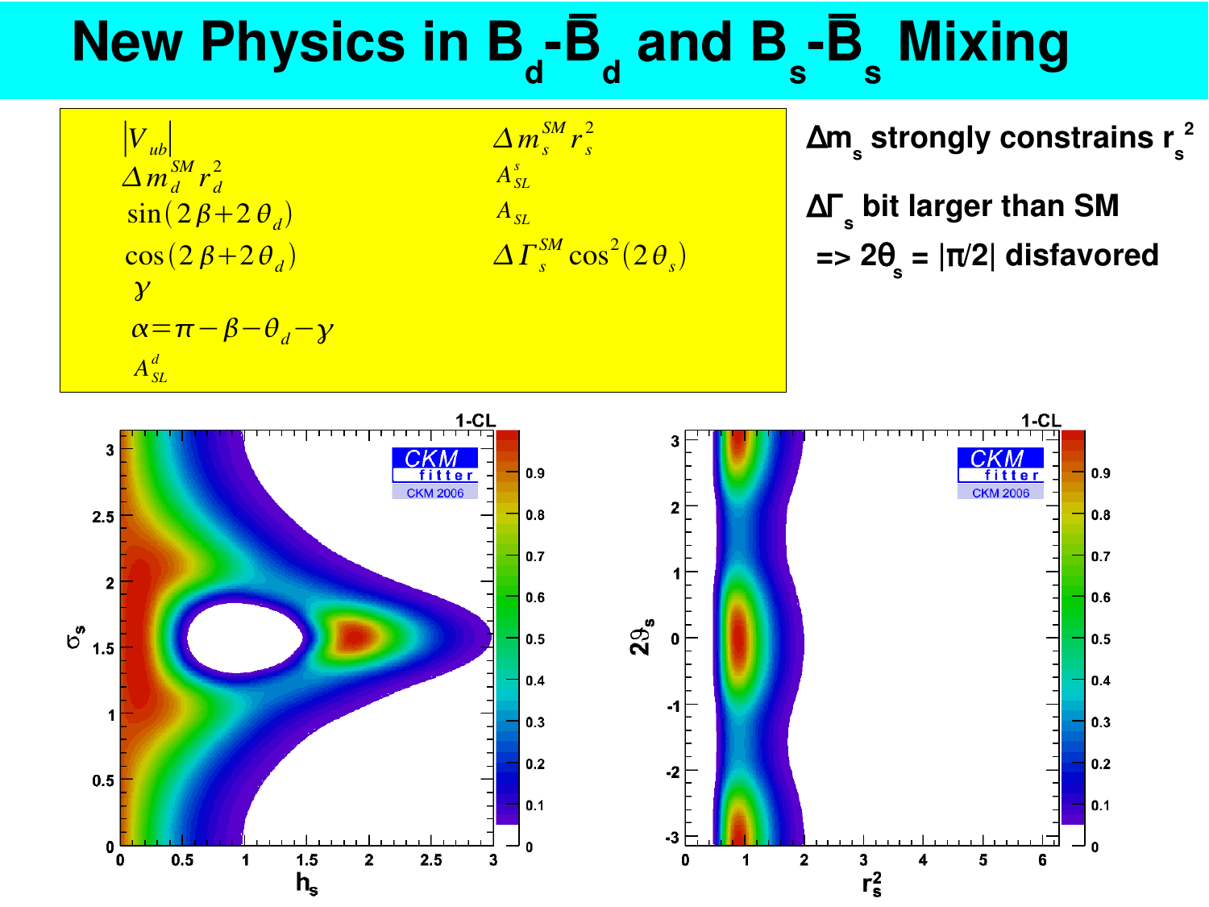# New Physics in $B_d$-$\bar{B}_d$ and $B_s$-$\bar{B}_s$ Mixing

| | |
|---|---|
| $\|V_{ub}\|$ | $\Delta m_s^{SM} r_s^2$ |
| $\Delta m_d^{SM} r_d^2$ | $A_{SL}^s$ |
| $\sin(2\beta + 2\theta_d)$ | $A_{SL}$ |
| $\cos(2\beta + 2\theta_d)$ | $\Delta\Gamma_s^{SM} \cos^2(2\theta_s)$ |
| $\gamma$ | |
| $\alpha = \pi - \beta - \theta_d - \gamma$ | |
| $A_{SL}^d$ | |

**$\Delta m_s$ strongly constrains $r_s^2$**

**$\Delta\Gamma_s$ bit larger than SM**
**=> $2\theta_s = |\pi/2|$ disfavored**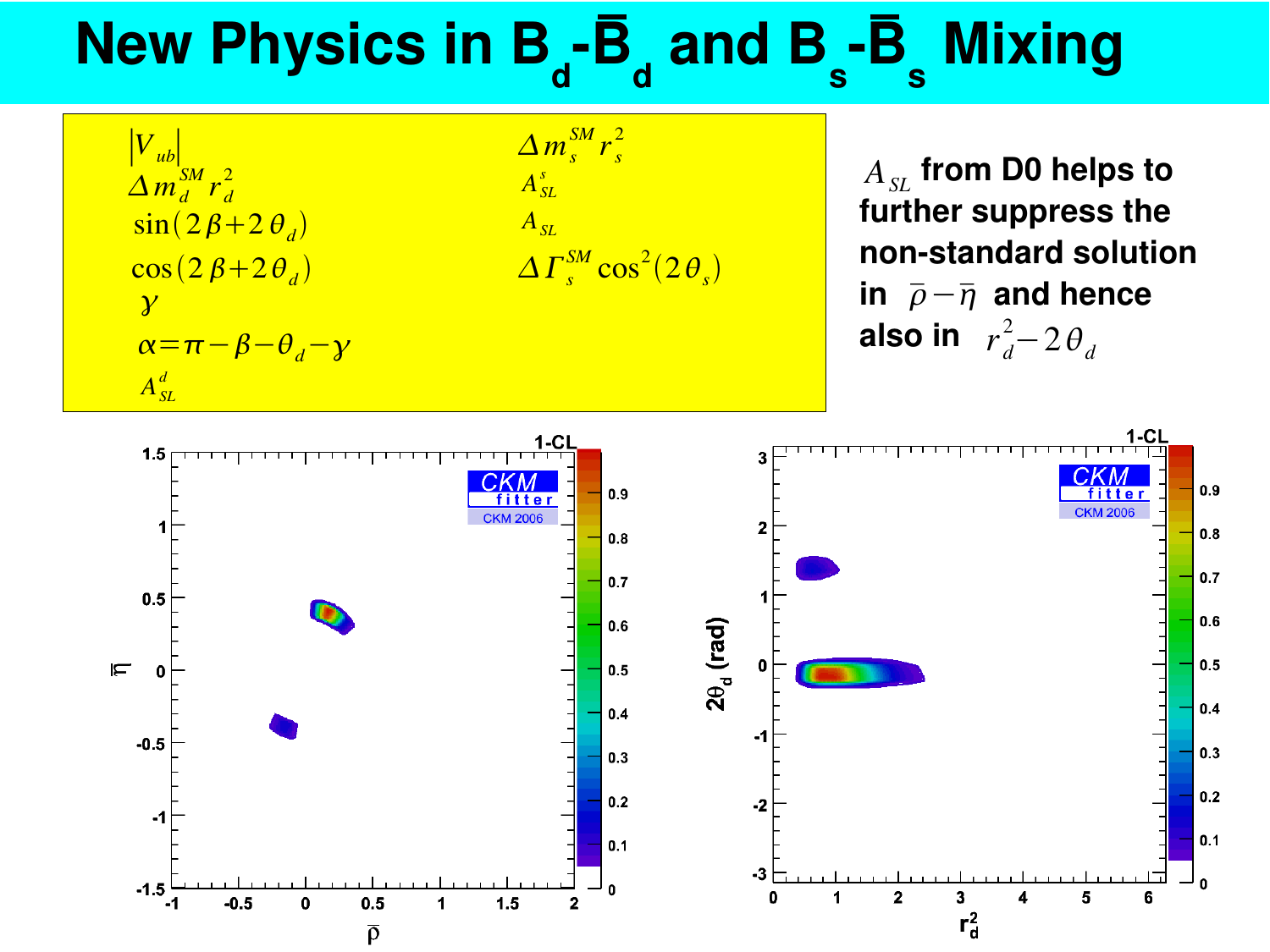# New Physics in $B_d$-$\bar{B}_d$ and $B_s$-$\bar{B}_s$ Mixing

$|V_{ub}|$

$\Delta m_d^{SM} r_d^2$

$\sin(2\beta + 2\theta_d)$

$\cos(2\beta + 2\theta_d)$

$\gamma$

$\alpha = \pi - \beta - \theta_d - \gamma$

$A_{SL}^d$

$\Delta m_s^{SM} r_s^2$

$A_{SL}^s$

$A_{SL}$

$\Delta\Gamma_s^{SM} \cos^2(2\theta_s)$

**$A_{SL}$ from D0 helps to further suppress the non-standard solution in $\bar{\rho} - \bar{\eta}$ and hence also in $r_d^2 - 2\theta_d$**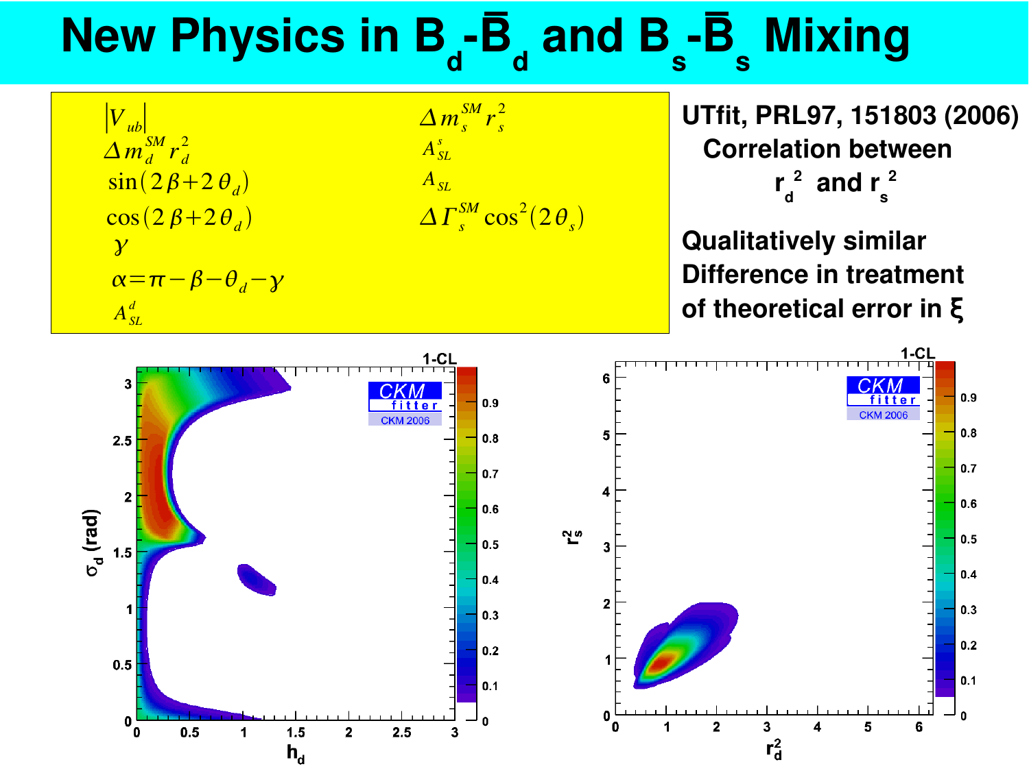# New Physics in $B_d$-$\bar{B}_d$ and $B_s$-$\bar{B}_s$ Mixing

| | |
|---|---|
| $\lvert V_{ub}\rvert$ | $\Delta m_s^{SM} r_s^2$ |
| $\Delta m_d^{SM} r_d^2$ | $A_{SL}^s$ |
| $\sin(2\beta+2\theta_d)$ | $A_{SL}$ |
| $\cos(2\beta+2\theta_d)$ | $\Delta\Gamma_s^{SM}\cos^2(2\theta_s)$ |
| $\gamma$ | |
| $\alpha=\pi-\beta-\theta_d-\gamma$ | |
| $A_{SL}^d$ | |

**UTfit, PRL97, 151803 (2006)**

**Correlation between $r_d^2$ and $r_s^2$**

**Qualitatively similar**

**Difference in treatment of theoretical error in ξ**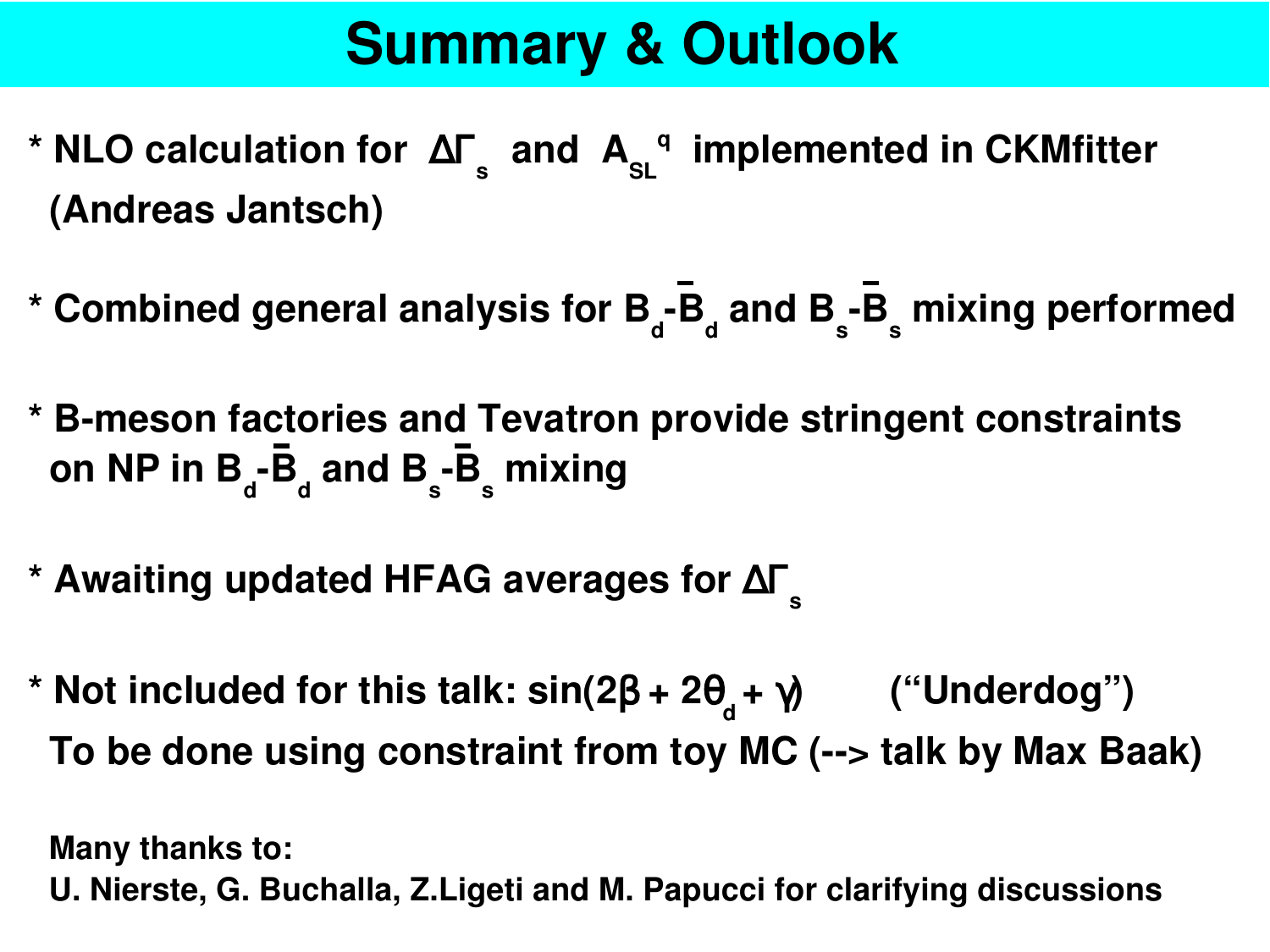# Summary & Outlook

* NLO calculation for $\Delta\Gamma_s$ and $A_{SL}^q$ implemented in CKMfitter (Andreas Jantsch)

* Combined general analysis for $B_d$-$\bar{B}_d$ and $B_s$-$\bar{B}_s$ mixing performed

* B-meson factories and Tevatron provide stringent constraints on NP in $B_d$-$\bar{B}_d$ and $B_s$-$\bar{B}_s$ mixing

* Awaiting updated HFAG averages for $\Delta\Gamma_s$

* Not included for this talk: $\sin(2\beta + 2\theta_d + \gamma)$ ("Underdog")
  To be done using constraint from toy MC (--> talk by Max Baak)

Many thanks to:
U. Nierste, G. Buchalla, Z.Ligeti and M. Papucci for clarifying discussions